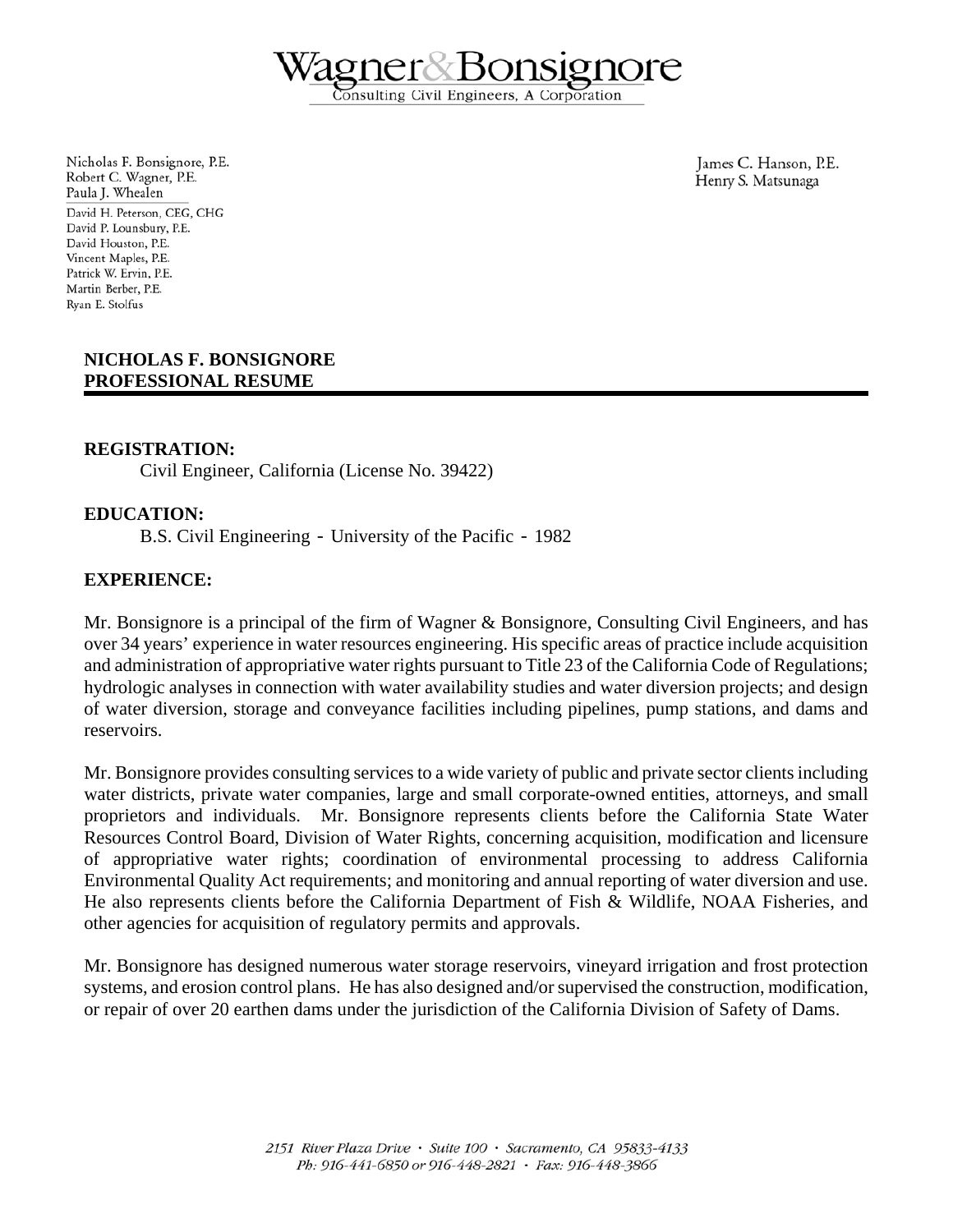# Wagner & Bonsignore

Consulting Civil Engineers, A Corporation

Nicholas F. Bonsignore, P.E.
Robert C. Wagner, P.E.
Paula J. Whealen

David H. Peterson, CEG, CHG
David P. Lounsbury, P.E.
David Houston, P.E.
Vincent Maples, P.E.
Patrick W. Ervin, P.E.
Martin Berber, P.E.
Ryan E. Stolfus

James C. Hanson, P.E.
Henry S. Matsunaga

## NICHOLAS F. BONSIGNORE
## PROFESSIONAL RESUME

### REGISTRATION:

Civil Engineer, California (License No. 39422)

### EDUCATION:

B.S. Civil Engineering - University of the Pacific - 1982

### EXPERIENCE:

Mr. Bonsignore is a principal of the firm of Wagner & Bonsignore, Consulting Civil Engineers, and has over 34 years' experience in water resources engineering. His specific areas of practice include acquisition and administration of appropriative water rights pursuant to Title 23 of the California Code of Regulations; hydrologic analyses in connection with water availability studies and water diversion projects; and design of water diversion, storage and conveyance facilities including pipelines, pump stations, and dams and reservoirs.

Mr. Bonsignore provides consulting services to a wide variety of public and private sector clients including water districts, private water companies, large and small corporate-owned entities, attorneys, and small proprietors and individuals. Mr. Bonsignore represents clients before the California State Water Resources Control Board, Division of Water Rights, concerning acquisition, modification and licensure of appropriative water rights; coordination of environmental processing to address California Environmental Quality Act requirements; and monitoring and annual reporting of water diversion and use. He also represents clients before the California Department of Fish & Wildlife, NOAA Fisheries, and other agencies for acquisition of regulatory permits and approvals.

Mr. Bonsignore has designed numerous water storage reservoirs, vineyard irrigation and frost protection systems, and erosion control plans. He has also designed and/or supervised the construction, modification, or repair of over 20 earthen dams under the jurisdiction of the California Division of Safety of Dams.

2151 River Plaza Drive · Suite 100 · Sacramento, CA 95833-4133
Ph: 916-441-6850 or 916-448-2821 · Fax: 916-448-3866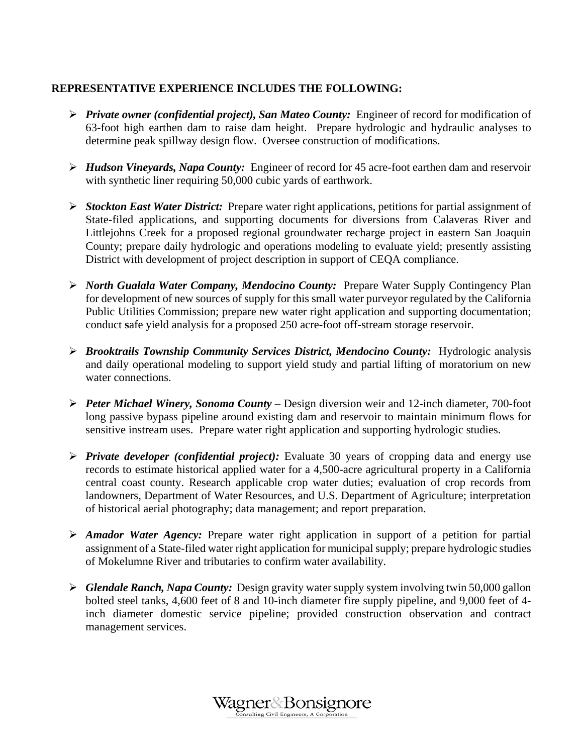**REPRESENTATIVE EXPERIENCE INCLUDES THE FOLLOWING:**

- ***Private owner (confidential project), San Mateo County:*** Engineer of record for modification of 63-foot high earthen dam to raise dam height. Prepare hydrologic and hydraulic analyses to determine peak spillway design flow. Oversee construction of modifications.

- ***Hudson Vineyards, Napa County:*** Engineer of record for 45 acre-foot earthen dam and reservoir with synthetic liner requiring 50,000 cubic yards of earthwork.

- ***Stockton East Water District:*** Prepare water right applications, petitions for partial assignment of State-filed applications, and supporting documents for diversions from Calaveras River and Littlejohns Creek for a proposed regional groundwater recharge project in eastern San Joaquin County; prepare daily hydrologic and operations modeling to evaluate yield; presently assisting District with development of project description in support of CEQA compliance.

- ***North Gualala Water Company, Mendocino County:*** Prepare Water Supply Contingency Plan for development of new sources of supply for this small water purveyor regulated by the California Public Utilities Commission; prepare new water right application and supporting documentation; conduct safe yield analysis for a proposed 250 acre-foot off-stream storage reservoir.

- ***Brooktrails Township Community Services District, Mendocino County:*** Hydrologic analysis and daily operational modeling to support yield study and partial lifting of moratorium on new water connections.

- ***Peter Michael Winery, Sonoma County*** – Design diversion weir and 12-inch diameter, 700-foot long passive bypass pipeline around existing dam and reservoir to maintain minimum flows for sensitive instream uses. Prepare water right application and supporting hydrologic studies.

- ***Private developer (confidential project):*** Evaluate 30 years of cropping data and energy use records to estimate historical applied water for a 4,500-acre agricultural property in a California central coast county. Research applicable crop water duties; evaluation of crop records from landowners, Department of Water Resources, and U.S. Department of Agriculture; interpretation of historical aerial photography; data management; and report preparation.

- ***Amador Water Agency:*** Prepare water right application in support of a petition for partial assignment of a State-filed water right application for municipal supply; prepare hydrologic studies of Mokelumne River and tributaries to confirm water availability.

- ***Glendale Ranch, Napa County:*** Design gravity water supply system involving twin 50,000 gallon bolted steel tanks, 4,600 feet of 8 and 10-inch diameter fire supply pipeline, and 9,000 feet of 4-inch diameter domestic service pipeline; provided construction observation and contract management services.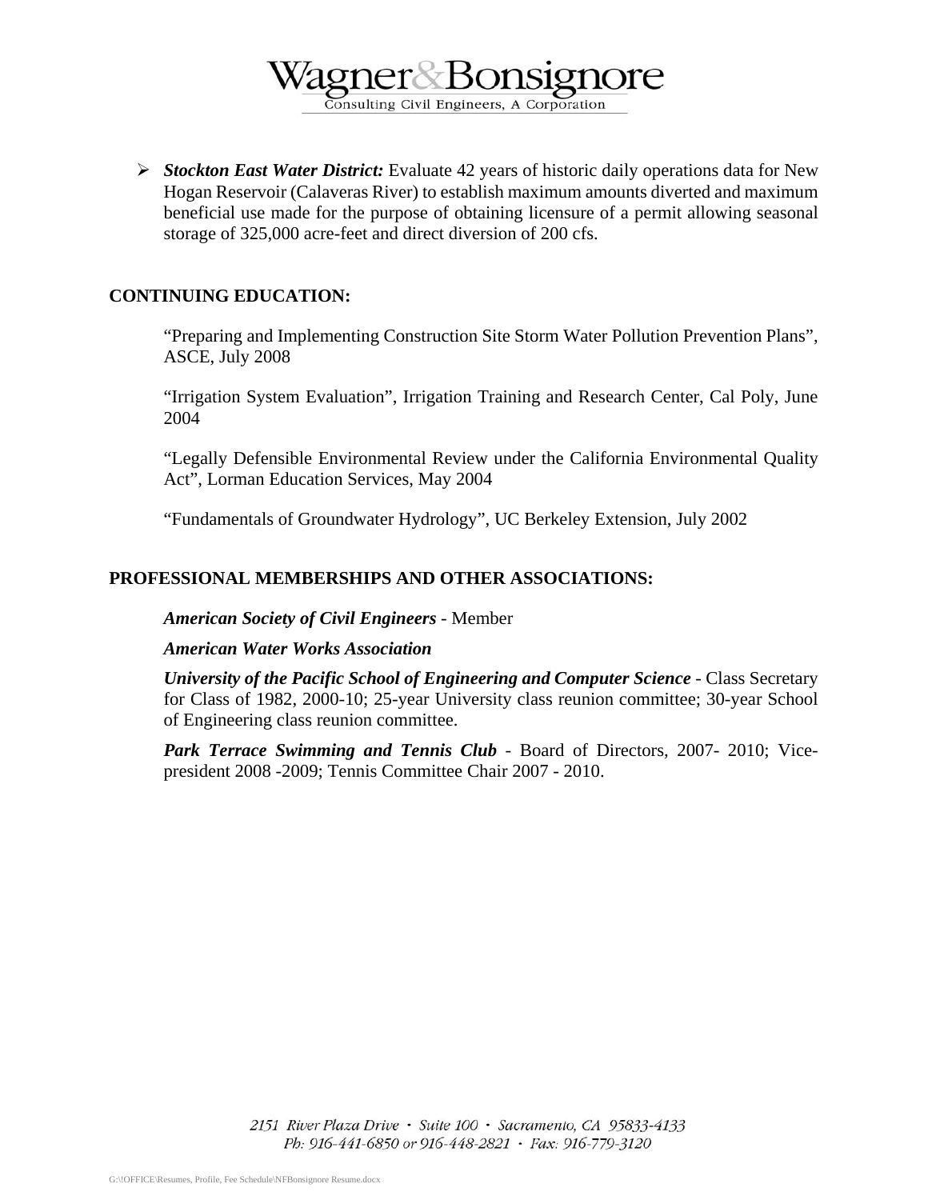- ***Stockton East Water District:*** Evaluate 42 years of historic daily operations data for New Hogan Reservoir (Calaveras River) to establish maximum amounts diverted and maximum beneficial use made for the purpose of obtaining licensure of a permit allowing seasonal storage of 325,000 acre-feet and direct diversion of 200 cfs.

**CONTINUING EDUCATION:**

"Preparing and Implementing Construction Site Storm Water Pollution Prevention Plans", ASCE, July 2008

"Irrigation System Evaluation", Irrigation Training and Research Center, Cal Poly, June 2004

"Legally Defensible Environmental Review under the California Environmental Quality Act", Lorman Education Services, May 2004

"Fundamentals of Groundwater Hydrology", UC Berkeley Extension, July 2002

**PROFESSIONAL MEMBERSHIPS AND OTHER ASSOCIATIONS:**

***American Society of Civil Engineers*** - Member

***American Water Works Association***

***University of the Pacific School of Engineering and Computer Science*** - Class Secretary for Class of 1982, 2000-10; 25-year University class reunion committee; 30-year School of Engineering class reunion committee.

***Park Terrace Swimming and Tennis Club*** - Board of Directors, 2007- 2010; Vice-president 2008 -2009; Tennis Committee Chair 2007 - 2010.